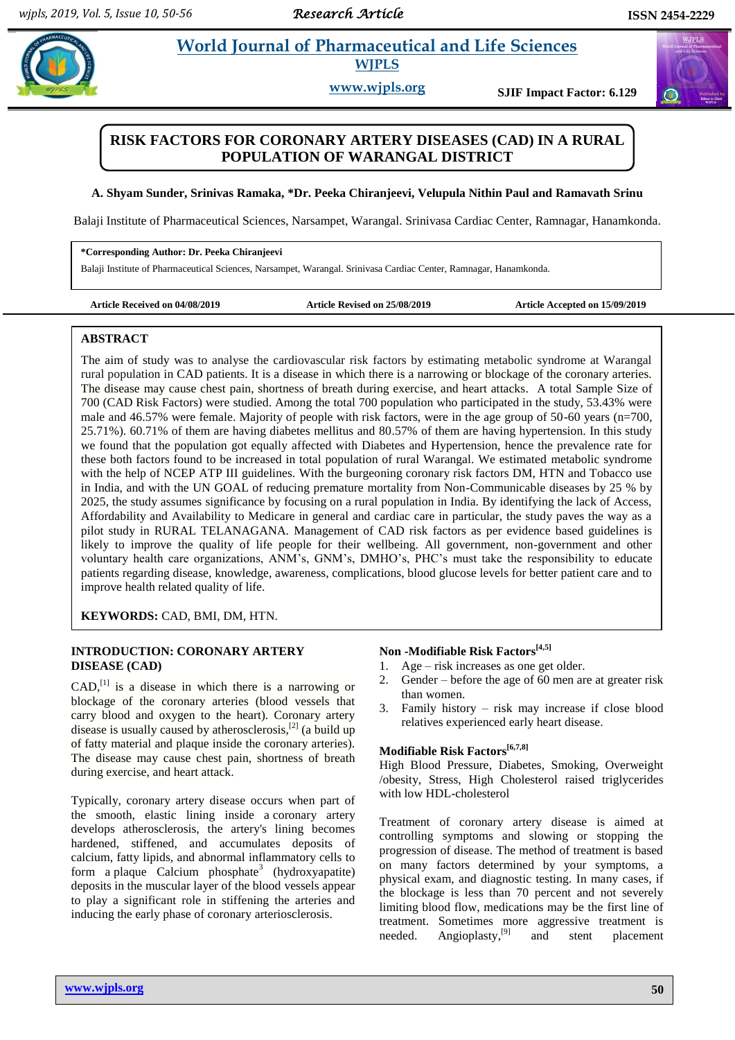# RISK FACTORS FOR CORONARY ARTERY DISEASES (CAD) IN A RURAL POPULATION OF WARANGAL DISTRICT

**A. Shyam Sunder, Srinivas Ramaka, *Dr. Peeka Chiranjeevi, Velupula Nithin Paul and Ramavath Srinu**

Balaji Institute of Pharmaceutical Sciences, Narsampet, Warangal. Srinivasa Cardiac Center, Ramnagar, Hanamkonda.

**\*Corresponding Author: Dr. Peeka Chiranjeevi**

Balaji Institute of Pharmaceutical Sciences, Narsampet, Warangal. Srinivasa Cardiac Center, Ramnagar, Hanamkonda.

**Article Received on 04/08/2019** | **Article Revised on 25/08/2019** | **Article Accepted on 15/09/2019**

## ABSTRACT

The aim of study was to analyse the cardiovascular risk factors by estimating metabolic syndrome at Warangal rural population in CAD patients. It is a disease in which there is a narrowing or blockage of the coronary arteries. The disease may cause chest pain, shortness of breath during exercise, and heart attacks. A total Sample Size of 700 (CAD Risk Factors) were studied. Among the total 700 population who participated in the study, 53.43% were male and 46.57% were female. Majority of people with risk factors, were in the age group of 50-60 years (n=700, 25.71%). 60.71% of them are having diabetes mellitus and 80.57% of them are having hypertension. In this study we found that the population got equally affected with Diabetes and Hypertension, hence the prevalence rate for these both factors found to be increased in total population of rural Warangal. We estimated metabolic syndrome with the help of NCEP ATP III guidelines. With the burgeoning coronary risk factors DM, HTN and Tobacco use in India, and with the UN GOAL of reducing premature mortality from Non-Communicable diseases by 25 % by 2025, the study assumes significance by focusing on a rural population in India. By identifying the lack of Access, Affordability and Availability to Medicare in general and cardiac care in particular, the study paves the way as a pilot study in RURAL TELANAGANA. Management of CAD risk factors as per evidence based guidelines is likely to improve the quality of life people for their wellbeing. All government, non-government and other voluntary health care organizations, ANM's, GNM's, DMHO's, PHC's must take the responsibility to educate patients regarding disease, knowledge, awareness, complications, blood glucose levels for better patient care and to improve health related quality of life.

**KEYWORDS:** CAD, BMI, DM, HTN.

## INTRODUCTION: CORONARY ARTERY DISEASE (CAD)

CAD,[1] is a disease in which there is a narrowing or blockage of the coronary arteries (blood vessels that carry blood and oxygen to the heart). Coronary artery disease is usually caused by atherosclerosis,[2] (a build up of fatty material and plaque inside the coronary arteries). The disease may cause chest pain, shortness of breath during exercise, and heart attack.

Typically, coronary artery disease occurs when part of the smooth, elastic lining inside a coronary artery develops atherosclerosis, the artery's lining becomes hardened, stiffened, and accumulates deposits of calcium, fatty lipids, and abnormal inflammatory cells to form a plaque Calcium phosphate[3] (hydroxyapatite) deposits in the muscular layer of the blood vessels appear to play a significant role in stiffening the arteries and inducing the early phase of coronary arteriosclerosis.

### Non -Modifiable Risk Factors[4,5]

1. Age – risk increases as one get older.
2. Gender – before the age of 60 men are at greater risk than women.
3. Family history – risk may increase if close blood relatives experienced early heart disease.

### Modifiable Risk Factors[6,7,8]

High Blood Pressure, Diabetes, Smoking, Overweight /obesity, Stress, High Cholesterol raised triglycerides with low HDL-cholesterol

Treatment of coronary artery disease is aimed at controlling symptoms and slowing or stopping the progression of disease. The method of treatment is based on many factors determined by your symptoms, a physical exam, and diagnostic testing. In many cases, if the blockage is less than 70 percent and not severely limiting blood flow, medications may be the first line of treatment. Sometimes more aggressive treatment is needed. Angioplasty,[9] and stent placement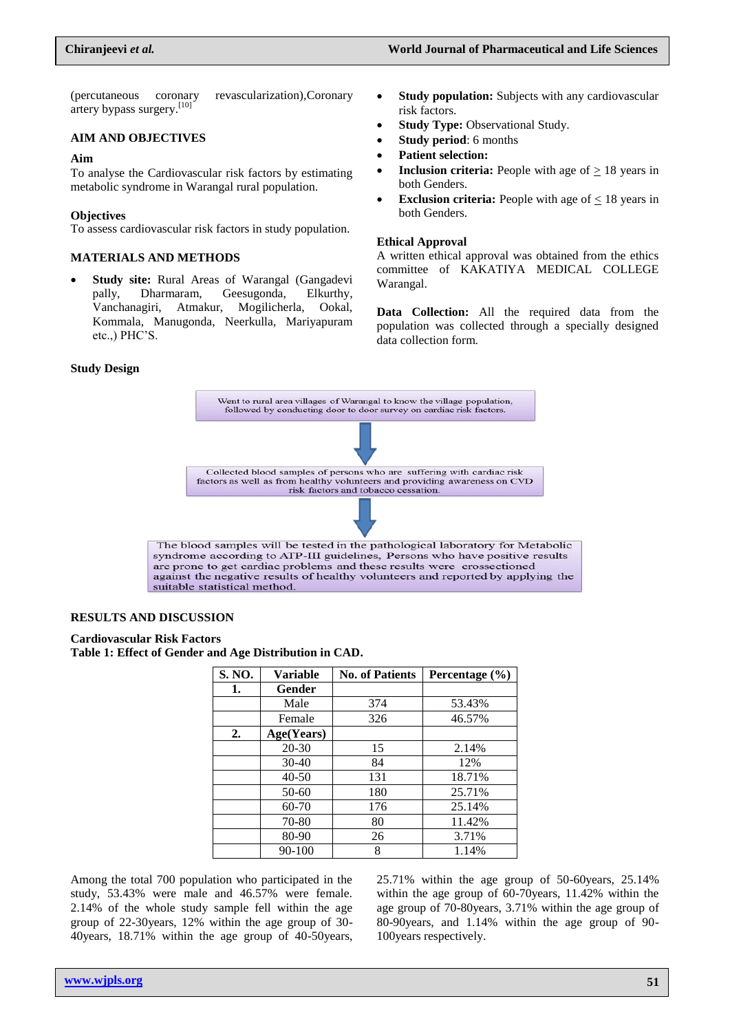(percutaneous coronary revascularization),Coronary artery bypass surgery.[10]

## AIM AND OBJECTIVES

### Aim

To analyse the Cardiovascular risk factors by estimating metabolic syndrome in Warangal rural population.

### Objectives

To assess cardiovascular risk factors in study population.

## MATERIALS AND METHODS

- **Study site:** Rural Areas of Warangal (Gangadevi pally, Dharmaram, Geesugonda, Elkurthy, Vanchanagiri, Atmakur, Mogilicherla, Ookal, Kommala, Manugonda, Neerkulla, Mariyapuram etc.,) PHC'S.
- **Study population:** Subjects with any cardiovascular risk factors.
- **Study Type:** Observational Study.
- **Study period**: 6 months
- **Patient selection:**
- **Inclusion criteria:** People with age of ≥ 18 years in both Genders.
- **Exclusion criteria:** People with age of ≤ 18 years in both Genders.

### Ethical Approval

A written ethical approval was obtained from the ethics committee of KAKATIYA MEDICAL COLLEGE Warangal.

**Data Collection:** All the required data from the population was collected through a specially designed data collection form.

### Study Design

Went to rural area villages of Warangal to know the village population, followed by conducting door to door survey on cardiac risk factors.

↓

Collected blood samples of persons who are suffering with cardiac risk factors as well as from healthy volunteers and providing awareness on CVD risk factors and tobacco cessation.

↓

The blood samples will be tested in the pathological laboratory for Metabolic syndrome according to ATP-III guidelines, Persons who have positive results are prone to get cardiac problems and these results were crossectioned against the negative results of healthy volunteers and reported by applying the suitable statistical method.

## RESULTS AND DISCUSSION

### Cardiovascular Risk Factors

**Table 1: Effect of Gender and Age Distribution in CAD.**

| S. NO. | Variable | No. of Patients | Percentage (%) |
|---|---|---|---|
| **1.** | **Gender** | | |
| | Male | 374 | 53.43% |
| | Female | 326 | 46.57% |
| **2.** | **Age(Years)** | | |
| | 20-30 | 15 | 2.14% |
| | 30-40 | 84 | 12% |
| | 40-50 | 131 | 18.71% |
| | 50-60 | 180 | 25.71% |
| | 60-70 | 176 | 25.14% |
| | 70-80 | 80 | 11.42% |
| | 80-90 | 26 | 3.71% |
| | 90-100 | 8 | 1.14% |

Among the total 700 population who participated in the study, 53.43% were male and 46.57% were female. 2.14% of the whole study sample fell within the age group of 22-30years, 12% within the age group of 30-40years, 18.71% within the age group of 40-50years, 25.71% within the age group of 50-60years, 25.14% within the age group of 60-70years, 11.42% within the age group of 70-80years, 3.71% within the age group of 80-90years, and 1.14% within the age group of 90-100years respectively.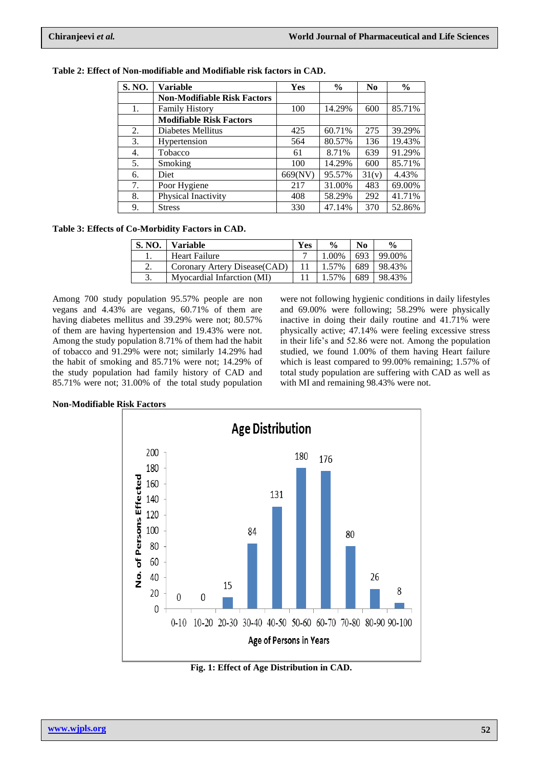**Table 2: Effect of Non-modifiable and Modifiable risk factors in CAD.**

| S. NO. | Variable | Yes | % | No | % |
|---|---|---|---|---|---|
| | **Non-Modifiable Risk Factors** | | | | |
| 1. | Family History | 100 | 14.29% | 600 | 85.71% |
| | **Modifiable Risk Factors** | | | | |
| 2. | Diabetes Mellitus | 425 | 60.71% | 275 | 39.29% |
| 3. | Hypertension | 564 | 80.57% | 136 | 19.43% |
| 4. | Tobacco | 61 | 8.71% | 639 | 91.29% |
| 5. | Smoking | 100 | 14.29% | 600 | 85.71% |
| 6. | Diet | 669(NV) | 95.57% | 31(v) | 4.43% |
| 7. | Poor Hygiene | 217 | 31.00% | 483 | 69.00% |
| 8. | Physical Inactivity | 408 | 58.29% | 292 | 41.71% |
| 9. | Stress | 330 | 47.14% | 370 | 52.86% |

**Table 3: Effects of Co-Morbidity Factors in CAD.**

| S. NO. | Variable | Yes | % | No | % |
|---|---|---|---|---|---|
| 1. | Heart Failure | 7 | 1.00% | 693 | 99.00% |
| 2. | Coronary Artery Disease(CAD) | 11 | 1.57% | 689 | 98.43% |
| 3. | Myocardial Infarction (MI) | 11 | 1.57% | 689 | 98.43% |

Among 700 study population 95.57% people are non vegans and 4.43% are vegans, 60.71% of them are having diabetes mellitus and 39.29% were not; 80.57% of them are having hypertension and 19.43% were not. Among the study population 8.71% of them had the habit of tobacco and 91.29% were not; similarly 14.29% had the habit of smoking and 85.71% were not; 14.29% of the study population had family history of CAD and 85.71% were not; 31.00% of the total study population were not following hygienic conditions in daily lifestyles and 69.00% were following; 58.29% were physically inactive in doing their daily routine and 41.71% were physically active; 47.14% were feeling excessive stress in their life's and 52.86 were not. Among the population studied, we found 1.00% of them having Heart failure which is least compared to 99.00% remaining; 1.57% of total study population are suffering with CAD as well as with MI and remaining 98.43% were not.

**Non-Modifiable Risk Factors**

**Age Distribution**

| Age of Persons in Years | No. of Persons Effected |
|---|---|
| 0-10 | 0 |
| 10-20 | 0 |
| 20-30 | 15 |
| 30-40 | 84 |
| 40-50 | 131 |
| 50-60 | 180 |
| 60-70 | 176 |
| 70-80 | 80 |
| 80-90 | 26 |
| 90-100 | 8 |

**Fig. 1: Effect of Age Distribution in CAD.**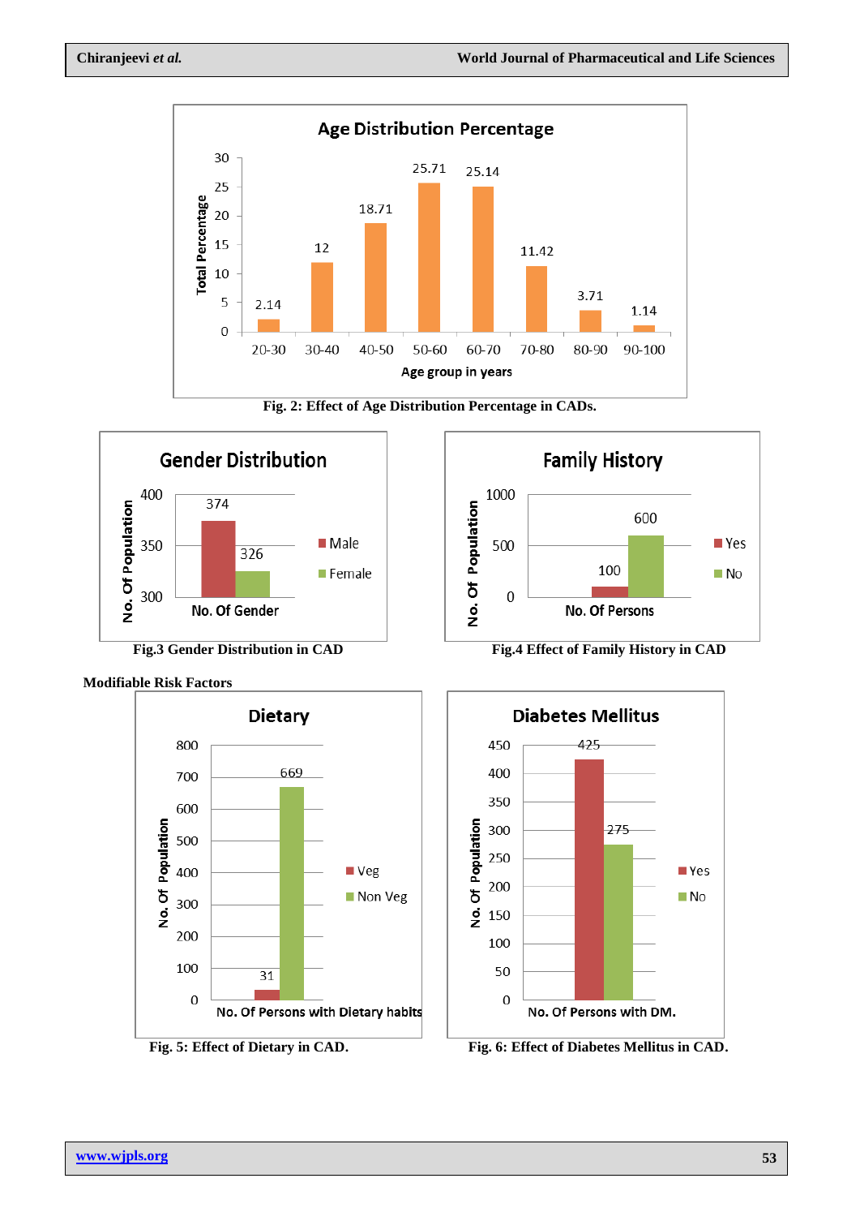Fig. 2: Effect of Age Distribution Percentage in CADs.

Fig.3 Gender Distribution in CAD

Fig.4 Effect of Family History in CAD

**Modifiable Risk Factors**

Fig. 5: Effect of Dietary in CAD.

Fig. 6: Effect of Diabetes Mellitus in CAD.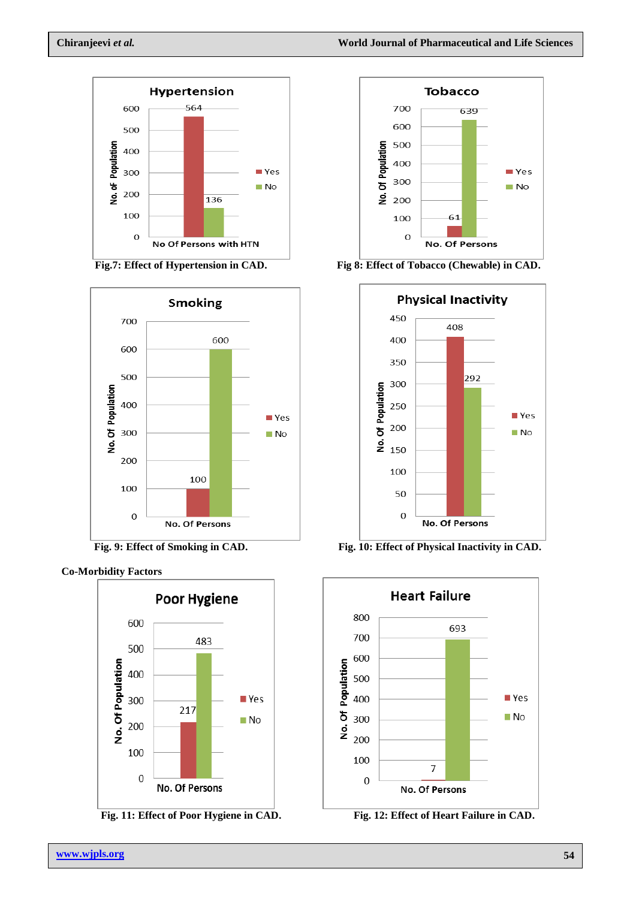**Hypertension**

| No Of Persons with HTN | No. of Population |
|---|---|
| Yes | 564 |
| No | 136 |

Fig.7: Effect of Hypertension in CAD.

**Tobacco**

| No. Of Persons | No. Of Population |
|---|---|
| Yes | 61 |
| No | 639 |

Fig 8: Effect of Tobacco (Chewable) in CAD.

**Smoking**

| No. Of Persons | No. Of Population |
|---|---|
| Yes | 100 |
| No | 600 |

Fig. 9: Effect of Smoking in CAD.

**Physical Inactivity**

| No. Of Persons | No. Of Population |
|---|---|
| Yes | 408 |
| No | 292 |

Fig. 10: Effect of Physical Inactivity in CAD.

**Co-Morbidity Factors**

**Poor Hygiene**

| No. Of Persons | No. Of Population |
|---|---|
| Yes | 217 |
| No | 483 |

Fig. 11: Effect of Poor Hygiene in CAD.

**Heart Failure**

| No. Of Persons | No. Of Population |
|---|---|
| Yes | 7 |
| No | 693 |

Fig. 12: Effect of Heart Failure in CAD.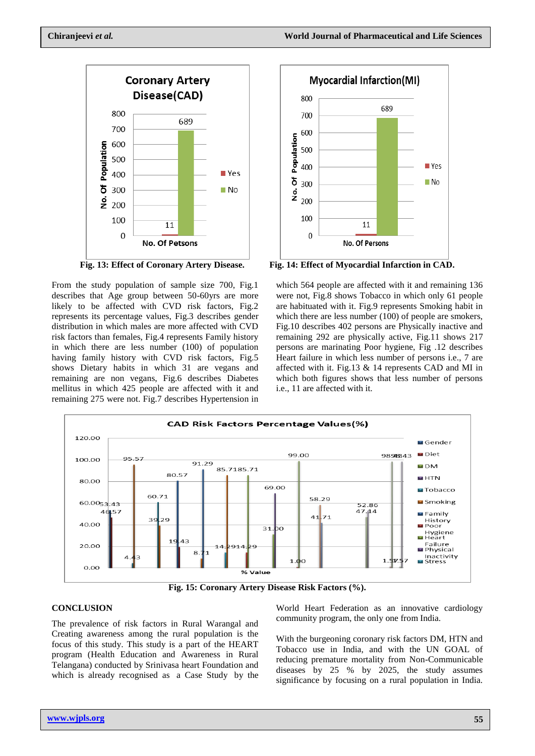Fig. 13: Effect of Coronary Artery Disease.

Fig. 14: Effect of Myocardial Infarction in CAD.

From the study population of sample size 700, Fig.1 describes that Age group between 50-60yrs are more likely to be affected with CVD risk factors, Fig.2 represents its percentage values, Fig.3 describes gender distribution in which males are more affected with CVD risk factors than females, Fig.4 represents Family history in which there are less number (100) of population having family history with CVD risk factors, Fig.5 shows Dietary habits in which 31 are vegans and remaining are non vegans, Fig.6 describes Diabetes mellitus in which 425 people are affected with it and remaining 275 were not. Fig.7 describes Hypertension in which 564 people are affected with it and remaining 136 were not, Fig.8 shows Tobacco in which only 61 people are habituated with it. Fig.9 represents Smoking habit in which there are less number (100) of people are smokers, Fig.10 describes 402 persons are Physically inactive and remaining 292 are physically active, Fig.11 shows 217 persons are marinating Poor hygiene, Fig .12 describes Heart failure in which less number of persons i.e., 7 are affected with it. Fig.13 & 14 represents CAD and MI in which both figures shows that less number of persons i.e., 11 are affected with it.

Fig. 15: Coronary Artery Disease Risk Factors (%).

## CONCLUSION

The prevalence of risk factors in Rural Warangal and Creating awareness among the rural population is the focus of this study. This study is a part of the HEART program (Health Education and Awareness in Rural Telangana) conducted by Srinivasa heart Foundation and which is already recognised as a Case Study by the World Heart Federation as an innovative cardiology community program, the only one from India.

With the burgeoning coronary risk factors DM, HTN and Tobacco use in India, and with the UN GOAL of reducing premature mortality from Non-Communicable diseases by 25 % by 2025, the study assumes significance by focusing on a rural population in India.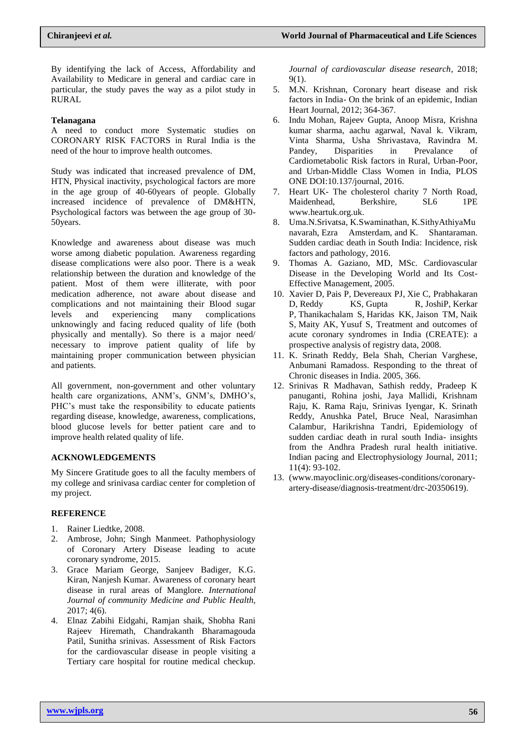By identifying the lack of Access, Affordability and Availability to Medicare in general and cardiac care in particular, the study paves the way as a pilot study in RURAL

**Telanagana**

A need to conduct more Systematic studies on CORONARY RISK FACTORS in Rural India is the need of the hour to improve health outcomes.

Study was indicated that increased prevalence of DM, HTN, Physical inactivity, psychological factors are more in the age group of 40-60years of people. Globally increased incidence of prevalence of DM&HTN, Psychological factors was between the age group of 30-50years.

Knowledge and awareness about disease was much worse among diabetic population. Awareness regarding disease complications were also poor. There is a weak relationship between the duration and knowledge of the patient. Most of them were illiterate, with poor medication adherence, not aware about disease and complications and not maintaining their Blood sugar levels and experiencing many complications unknowingly and facing reduced quality of life (both physically and mentally). So there is a major need/ necessary to improve patient quality of life by maintaining proper communication between physician and patients.

All government, non-government and other voluntary health care organizations, ANM's, GNM's, DMHO's, PHC's must take the responsibility to educate patients regarding disease, knowledge, awareness, complications, blood glucose levels for better patient care and to improve health related quality of life.

## ACKNOWLEDGEMENTS

My Sincere Gratitude goes to all the faculty members of my college and srinivasa cardiac center for completion of my project.

## REFERENCE

1. Rainer Liedtke, 2008.
2. Ambrose, John; Singh Manmeet. Pathophysiology of Coronary Artery Disease leading to acute coronary syndrome, 2015.
3. Grace Mariam George, Sanjeev Badiger, K.G. Kiran, Nanjesh Kumar. Awareness of coronary heart disease in rural areas of Manglore. *International Journal of community Medicine and Public Health,* 2017; 4(6).
4. Elnaz Zabihi Eidgahi, Ramjan shaik, Shobha Rani Rajeev Hiremath, Chandrakanth Bharamagouda Patil, Sunitha srinivas. Assessment of Risk Factors for the cardiovascular disease in people visiting a Tertiary care hospital for routine medical checkup. *Journal of cardiovascular disease research*, 2018; 9(1).
5. M.N. Krishnan, Coronary heart disease and risk factors in India- On the brink of an epidemic, Indian Heart Journal, 2012; 364-367.
6. Indu Mohan, Rajeev Gupta, Anoop Misra, Krishna kumar sharma, aachu agarwal, Naval k. Vikram, Vinta Sharma, Usha Shrivastava, Ravindra M. Pandey, Disparities in Prevalance of Cardiometabolic Risk factors in Rural, Urban-Poor, and Urban-Middle Class Women in India, PLOS ONE DOI:10.137/journal, 2016.
7. Heart UK- The cholesterol charity 7 North Road, Maidenhead, Berkshire, SL6 1PE www.heartuk.org.uk.
8. Uma.N.Srivatsa, K.Swaminathan, K.SithyAthiyaMu navarah, Ezra Amsterdam, and K. Shantaraman. Sudden cardiac death in South India: Incidence, risk factors and pathology, 2016.
9. Thomas A. Gaziano, MD, MSc. Cardiovascular Disease in the Developing World and Its Cost-Effective Management, 2005.
10. Xavier D, Pais P, Devereaux PJ, Xie C, Prabhakaran D, Reddy KS, Gupta R, JoshiP, Kerkar P, Thanikachalam S, Haridas KK, Jaison TM, Naik S, Maity AK, Yusuf S, Treatment and outcomes of acute coronary syndromes in India (CREATE): a prospective analysis of registry data, 2008.
11. K. Srinath Reddy, Bela Shah, Cherian Varghese, Anbumani Ramadoss. Responding to the threat of Chronic diseases in India. 2005, 366.
12. Srinivas R Madhavan, Sathish reddy, Pradeep K panuganti, Rohina joshi, Jaya Mallidi, Krishnam Raju, K. Rama Raju, Srinivas Iyengar, K. Srinath Reddy, Anushka Patel, Bruce Neal, Narasimhan Calambur, Harikrishna Tandri, Epidemiology of sudden cardiac death in rural south India- insights from the Andhra Pradesh rural health initiative. Indian pacing and Electrophysiology Journal, 2011; 11(4): 93-102.
13. (www.mayoclinic.org/diseases-conditions/coronary-artery-disease/diagnosis-treatment/drc-20350619).